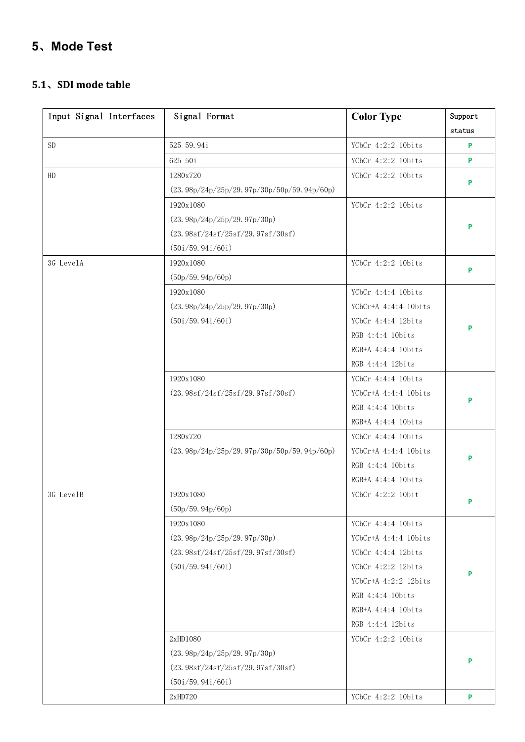# 5、Mode Test

## 5.1、SDI mode table

| Input Signal Interfaces | Signal Format | Color Type | Support status |
| --- | --- | --- | --- |
| SD | 525 59.94i | YCbCr 4:2:2 10bits | P |
| | 625 50i | YCbCr 4:2:2 10bits | P |
| HD | 1280x720<br>(23.98p/24p/25p/29.97p/30p/50p/59.94p/60p) | YCbCr 4:2:2 10bits | P |
| | 1920x1080<br>(23.98p/24p/25p/29.97p/30p)<br>(23.98sf/24sf/25sf/29.97sf/30sf)<br>(50i/59.94i/60i) | YCbCr 4:2:2 10bits | P |
| 3G LevelA | 1920x1080<br>(50p/59.94p/60p) | YCbCr 4:2:2 10bits | P |
| | 1920x1080<br>(23.98p/24p/25p/29.97p/30p)<br>(50i/59.94i/60i) | YCbCr 4:4:4 10bits<br>YCbCr+A 4:4:4 10bits<br>YCbCr 4:4:4 12bits<br>RGB 4:4:4 10bits<br>RGB+A 4:4:4 10bits<br>RGB 4:4:4 12bits | P |
| | 1920x1080<br>(23.98sf/24sf/25sf/29.97sf/30sf) | YCbCr 4:4:4 10bits<br>YCbCr+A 4:4:4 10bits<br>RGB 4:4:4 10bits<br>RGB+A 4:4:4 10bits | P |
| | 1280x720<br>(23.98p/24p/25p/29.97p/30p/50p/59.94p/60p) | YCbCr 4:4:4 10bits<br>YCbCr+A 4:4:4 10bits<br>RGB 4:4:4 10bits<br>RGB+A 4:4:4 10bits | P |
| 3G LevelB | 1920x1080<br>(50p/59.94p/60p) | YCbCr 4:2:2 10bit | P |
| | 1920x1080<br>(23.98p/24p/25p/29.97p/30p)<br>(23.98sf/24sf/25sf/29.97sf/30sf)<br>(50i/59.94i/60i) | YCbCr 4:4:4 10bits<br>YCbCr+A 4:4:4 10bits<br>YCbCr 4:4:4 12bits<br>YCbCr 4:2:2 12bits<br>YCbCr+A 4:2:2 12bits<br>RGB 4:4:4 10bits<br>RGB+A 4:4:4 10bits<br>RGB 4:4:4 12bits | P |
| | 2xHD1080<br>(23.98p/24p/25p/29.97p/30p)<br>(23.98sf/24sf/25sf/29.97sf/30sf)<br>(50i/59.94i/60i) | YCbCr 4:2:2 10bits | P |
| | 2xHD720 | YCbCr 4:2:2 10bits | P |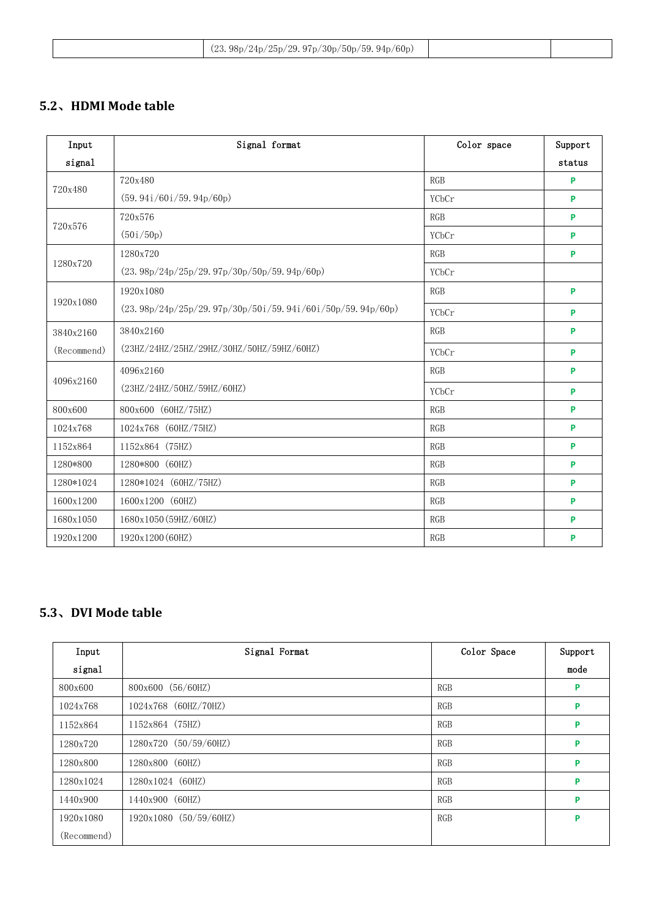| | (23.98p/24p/25p/29.97p/30p/50p/59.94p/60p) | | |
|---|---|---|---|

## 5.2、HDMI Mode table

| Input signal | Signal format | Color space | Support status |
|---|---|---|---|
| 720x480 | 720x480 (59.94i/60i/59.94p/60p) | RGB | P |
| | | YCbCr | P |
| 720x576 | 720x576 (50i/50p) | RGB | P |
| | | YCbCr | P |
| 1280x720 | 1280x720 (23.98p/24p/25p/29.97p/30p/50p/59.94p/60p) | RGB | P |
| | | YCbCr | |
| 1920x1080 | 1920x1080 (23.98p/24p/25p/29.97p/30p/50i/59.94i/60i/50p/59.94p/60p) | RGB | P |
| | | YCbCr | P |
| 3840x2160 (Recommend) | 3840x2160 (23HZ/24HZ/25HZ/29HZ/30HZ/50HZ/59HZ/60HZ) | RGB | P |
| | | YCbCr | P |
| 4096x2160 | 4096x2160 (23HZ/24HZ/50HZ/59HZ/60HZ) | RGB | P |
| | | YCbCr | P |
| 800x600 | 800x600 (60HZ/75HZ) | RGB | P |
| 1024x768 | 1024x768 (60HZ/75HZ) | RGB | P |
| 1152x864 | 1152x864 (75HZ) | RGB | P |
| 1280*800 | 1280*800 (60HZ) | RGB | P |
| 1280*1024 | 1280*1024 (60HZ/75HZ) | RGB | P |
| 1600x1200 | 1600x1200 (60HZ) | RGB | P |
| 1680x1050 | 1680x1050(59HZ/60HZ) | RGB | P |
| 1920x1200 | 1920x1200(60HZ) | RGB | P |

## 5.3、DVI Mode table

| Input signal | Signal Format | Color Space | Support mode |
|---|---|---|---|
| 800x600 | 800x600 (56/60HZ) | RGB | P |
| 1024x768 | 1024x768 (60HZ/70HZ) | RGB | P |
| 1152x864 | 1152x864 (75HZ) | RGB | P |
| 1280x720 | 1280x720 (50/59/60HZ) | RGB | P |
| 1280x800 | 1280x800 (60HZ) | RGB | P |
| 1280x1024 | 1280x1024 (60HZ) | RGB | P |
| 1440x900 | 1440x900 (60HZ) | RGB | P |
| 1920x1080 (Recommend) | 1920x1080 (50/59/60HZ) | RGB | P |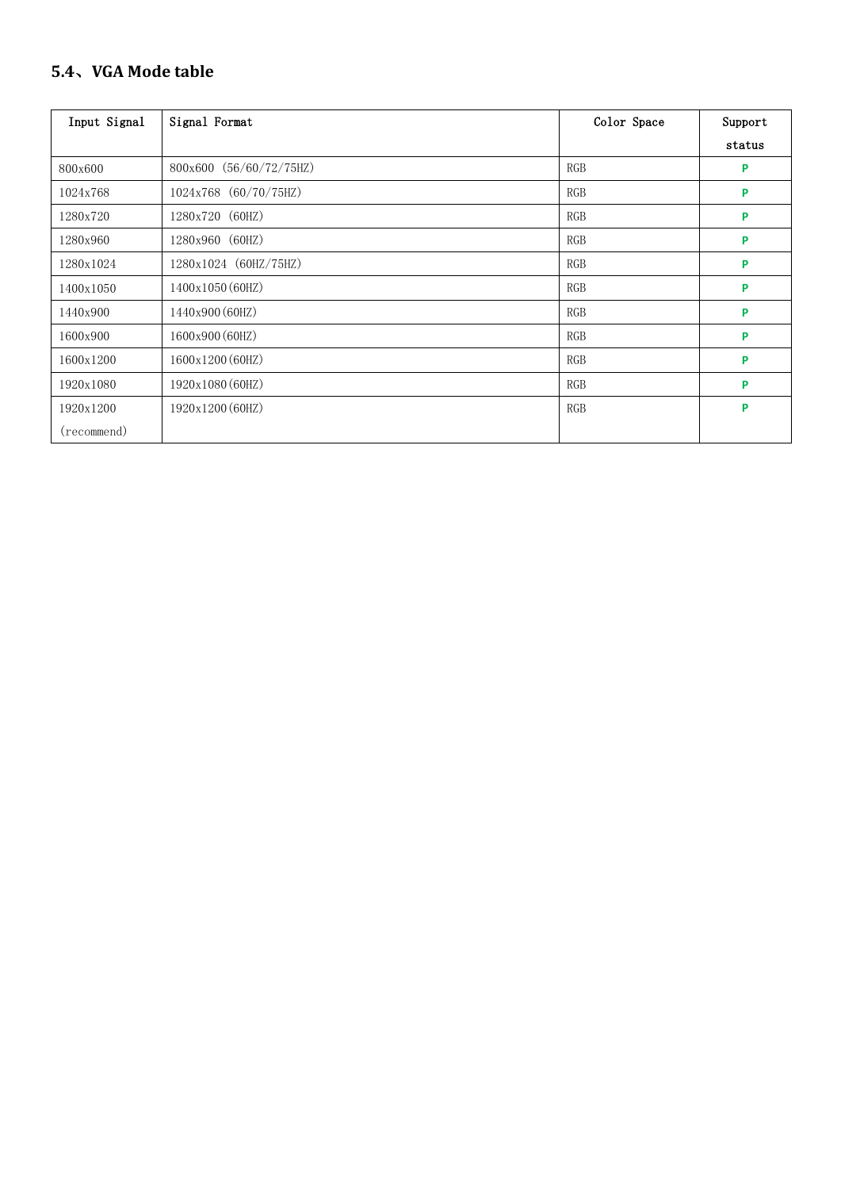## 5.4、VGA Mode table

| Input Signal | Signal Format | Color Space | Support status |
|---|---|---|---|
| 800x600 | 800x600 (56/60/72/75HZ) | RGB | P |
| 1024x768 | 1024x768 (60/70/75HZ) | RGB | P |
| 1280x720 | 1280x720 (60HZ) | RGB | P |
| 1280x960 | 1280x960 (60HZ) | RGB | P |
| 1280x1024 | 1280x1024 (60HZ/75HZ) | RGB | P |
| 1400x1050 | 1400x1050(60HZ) | RGB | P |
| 1440x900 | 1440x900(60HZ) | RGB | P |
| 1600x900 | 1600x900(60HZ) | RGB | P |
| 1600x1200 | 1600x1200(60HZ) | RGB | P |
| 1920x1080 | 1920x1080(60HZ) | RGB | P |
| 1920x1200 (recommend) | 1920x1200(60HZ) | RGB | P |